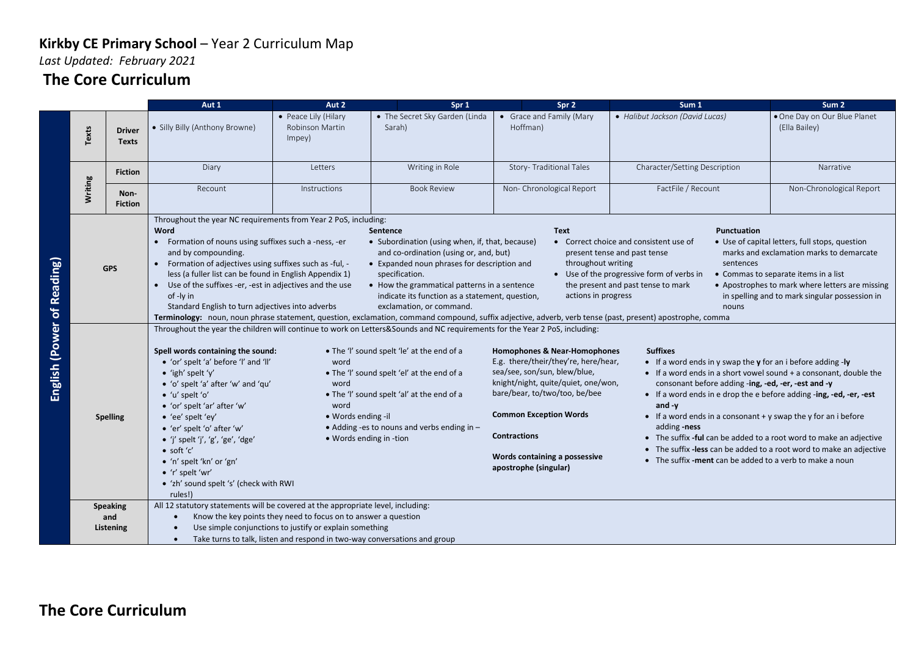**Kirkby CE Primary School** – Year 2 Curriculum Map

*Last Updated: February 2021*

# The Core Curriculum

| English (Power of Reading) | | | Aut 1 | Aut 2 | Spr 1 | Spr 2 | Sum 1 | Sum 2 |
|---|---|---|---|---|---|---|---|---|
| | Texts | Driver Texts | • Silly Billy (Anthony Browne) | • Peace Lily (Hilary Robinson Martin Impey) | • The Secret Sky Garden (Linda Sarah) | • Grace and Family (Mary Hoffman) | • *Halibut Jackson (David Lucas)* | • One Day on Our Blue Planet (Ella Bailey) |
| | Writing | Fiction | Diary | Letters | Writing in Role | Story- Traditional Tales | Character/Setting Description | Narrative |
| | | Non-Fiction | Recount | Instructions | Book Review | Non- Chronological Report | FactFile / Recount | Non-Chronological Report |
| | GPS | | Throughout the year NC requirements from Year 2 PoS, including:<br>**Word**<br>• Formation of nouns using suffixes such a -ness, -er and by compounding.<br>• Formation of adjectives using suffixes such as -ful, -less (a fuller list can be found in English Appendix 1)<br>• Use of the suffixes -er, -est in adjectives and the use of -ly in Standard English to turn adjectives into adverbs<br>**Sentence**<br>• Subordination (using when, if, that, because) and co-ordination (using or, and, but)<br>• Expanded noun phrases for description and specification.<br>• How the grammatical patterns in a sentence indicate its function as a statement, question, exclamation, or command.<br>**Text**<br>• Correct choice and consistent use of present tense and past tense throughout writing<br>• Use of the progressive form of verbs in the present and past tense to mark actions in progress<br>**Punctuation**<br>• Use of capital letters, full stops, question marks and exclamation marks to demarcate sentences<br>• Commas to separate items in a list<br>• Apostrophes to mark where letters are missing in spelling and to mark singular possession in nouns<br>**Terminology:** noun, noun phrase statement, question, exclamation, command compound, suffix adjective, adverb, verb tense (past, present) apostrophe, comma | | | | | |
| | Spelling | | Throughout the year the children will continue to work on Letters&Sounds and NC requirements for the Year 2 PoS, including:<br>**Spell words containing the sound:**<br>• 'or' spelt 'a' before 'l' and 'll'<br>• 'igh' spelt 'y'<br>• 'o' spelt 'a' after 'w' and 'qu'<br>• 'u' spelt 'o'<br>• 'or' spelt 'ar' after 'w'<br>• 'ee' spelt 'ey'<br>• 'er' spelt 'o' after 'w'<br>• 'j' spelt 'j', 'g', 'ge', 'dge'<br>• soft 'c'<br>• 'n' spelt 'kn' or 'gn'<br>• 'r' spelt 'wr'<br>• 'zh' sound spelt 's' (check with RWI rules!)<br>• The 'l' sound spelt 'le' at the end of a word<br>• The 'l' sound spelt 'el' at the end of a word<br>• The 'l' sound spelt 'al' at the end of a word<br>• Words ending -il<br>• Adding -es to nouns and verbs ending in –<br>• Words ending in -tion<br>**Homophones & Near-Homophones**<br>E.g. there/their/they're, here/hear, sea/see, son/sun, blew/blue, knight/night, quite/quiet, one/won, bare/bear, to/two/too, be/bee<br>**Common Exception Words**<br>**Contractions**<br>**Words containing a possessive apostrophe (singular)**<br>**Suffixes**<br>• If a word ends in y swap the **y** for an i before adding **-ly**<br>• If a word ends in a short vowel sound + a consonant, double the consonant before adding **-ing, -ed, -er, -est and -y**<br>• If a word ends in e drop the e before adding **-ing, -ed, -er, -est and -y**<br>• If a word ends in a consonant + y swap the y for an i before adding **-ness**<br>• The suffix **-ful** can be added to a root word to make an adjective<br>• The suffix **-less** can be added to a root word to make an adjective<br>• The suffix **-ment** can be added to a verb to make a noun | | | | | |
| | Speaking and Listening | | All 12 statutory statements will be covered at the appropriate level, including:<br>• Know the key points they need to focus on to answer a question<br>• Use simple conjunctions to justify or explain something<br>• Take turns to talk, listen and respond in two-way conversations and group | | | | | |

# The Core Curriculum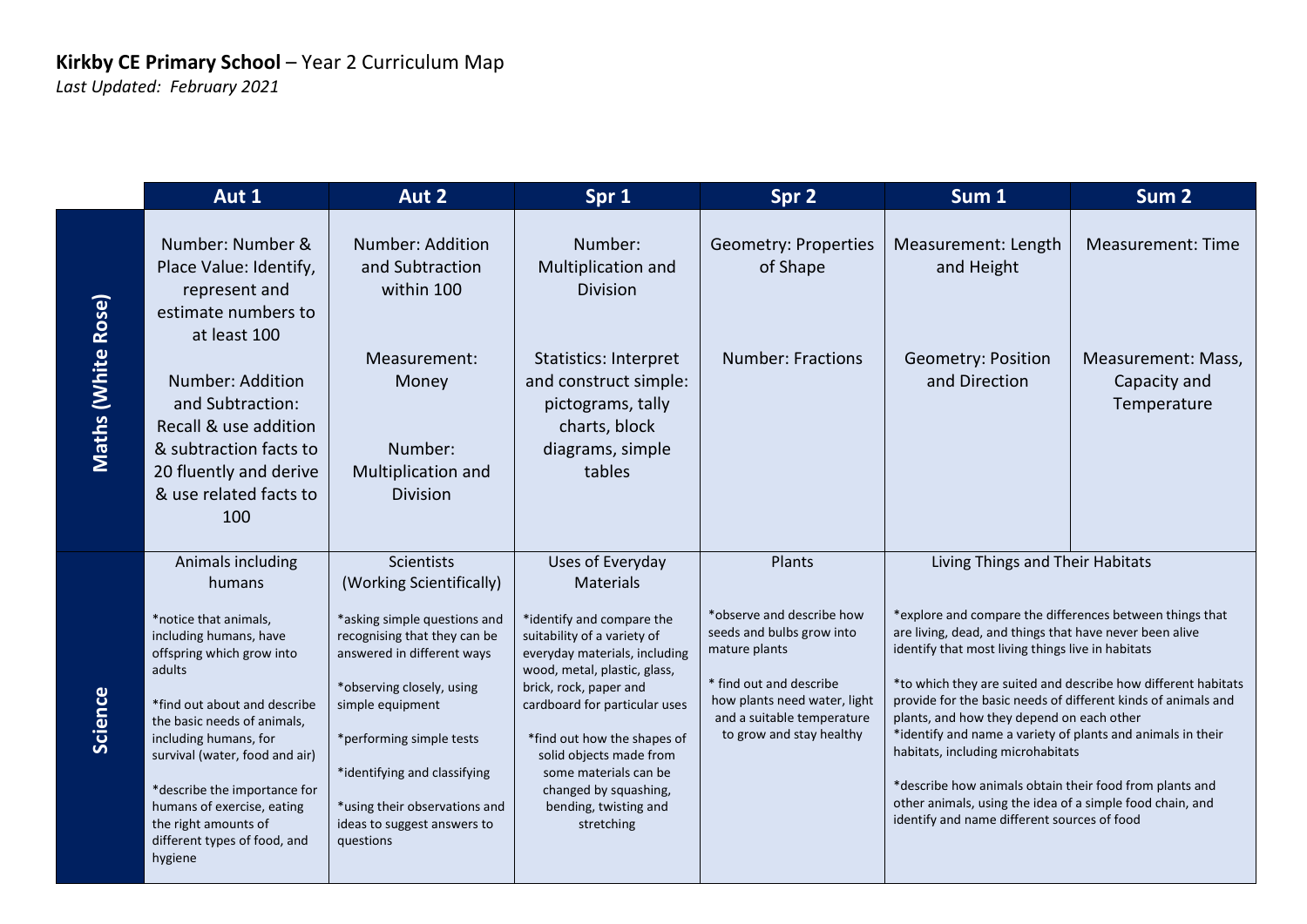**Kirkby CE Primary School** – Year 2 Curriculum Map
*Last Updated: February 2021*

| | Aut 1 | Aut 2 | Spr 1 | Spr 2 | Sum 1 | Sum 2 |
|---|---|---|---|---|---|---|
| **Maths (White Rose)** | Number: Number & Place Value: Identify, represent and estimate numbers to at least 100<br><br>Number: Addition and Subtraction: Recall & use addition & subtraction facts to 20 fluently and derive & use related facts to 100 | Number: Addition and Subtraction within 100<br><br>Measurement: Money<br><br>Number: Multiplication and Division | Number: Multiplication and Division<br><br>Statistics: Interpret and construct simple: pictograms, tally charts, block diagrams, simple tables | Geometry: Properties of Shape<br><br>Number: Fractions | Measurement: Length and Height<br><br>Geometry: Position and Direction | Measurement: Time<br><br>Measurement: Mass, Capacity and Temperature |
| **Science** | Animals including humans<br><br>*notice that animals, including humans, have offspring which grow into adults<br><br>*find out about and describe the basic needs of animals, including humans, for survival (water, food and air)<br><br>*describe the importance for humans of exercise, eating the right amounts of different types of food, and hygiene | Scientists (Working Scientifically)<br><br>*asking simple questions and recognising that they can be answered in different ways<br><br>*observing closely, using simple equipment<br><br>*performing simple tests<br><br>*identifying and classifying<br><br>*using their observations and ideas to suggest answers to questions | Uses of Everyday Materials<br><br>*identify and compare the suitability of a variety of everyday materials, including wood, metal, plastic, glass, brick, rock, paper and cardboard for particular uses<br><br>*find out how the shapes of solid objects made from some materials can be changed by squashing, bending, twisting and stretching | Plants<br><br>*observe and describe how seeds and bulbs grow into mature plants<br><br>* find out and describe how plants need water, light and a suitable temperature to grow and stay healthy | Living Things and Their Habitats<br><br>*explore and compare the differences between things that are living, dead, and things that have never been alive identify that most living things live in habitats<br><br>*to which they are suited and describe how different habitats provide for the basic needs of different kinds of animals and plants, and how they depend on each other<br>*identify and name a variety of plants and animals in their habitats, including microhabitats<br><br>*describe how animals obtain their food from plants and other animals, using the idea of a simple food chain, and identify and name different sources of food | |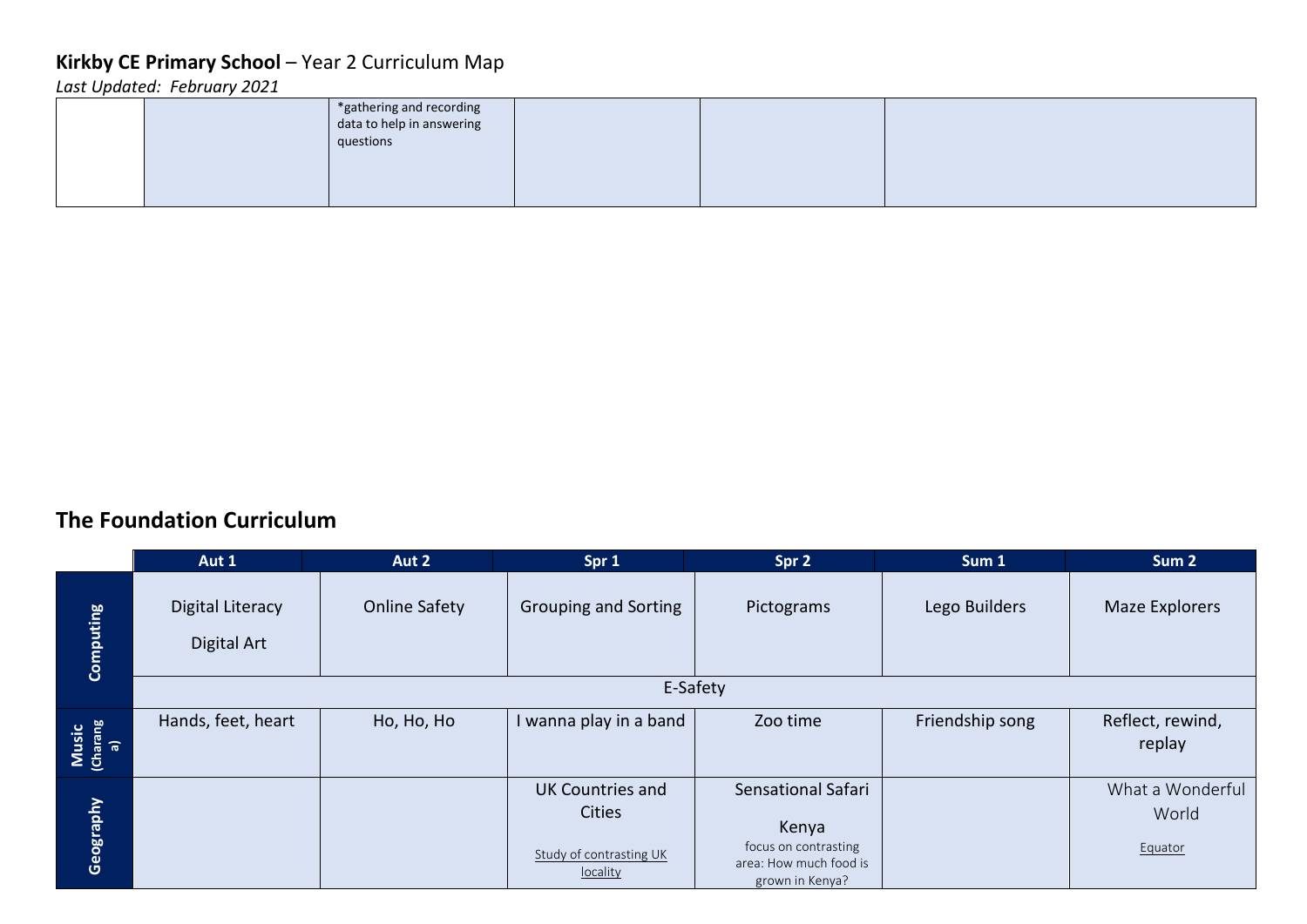# Kirkby CE Primary School – Year 2 Curriculum Map

*Last Updated: February 2021*

| | | | | | |
|---|---|---|---|---|---|
| | | *gathering and recording data to help in answering questions | | | |

## The Foundation Curriculum

| | Aut 1 | Aut 2 | Spr 1 | Spr 2 | Sum 1 | Sum 2 |
|---|---|---|---|---|---|---|
| **Computing** | Digital Literacy<br>Digital Art | Online Safety | Grouping and Sorting | Pictograms | Lego Builders | Maze Explorers |
| | E-Safety | | | | | |
| **Music** (Charanga) | Hands, feet, heart | Ho, Ho, Ho | I wanna play in a band | Zoo time | Friendship song | Reflect, rewind, replay |
| **Geography** | | | UK Countries and Cities<br>Study of contrasting UK locality | Sensational Safari<br>Kenya<br>focus on contrasting area: How much food is grown in Kenya? | | What a Wonderful World<br>Equator |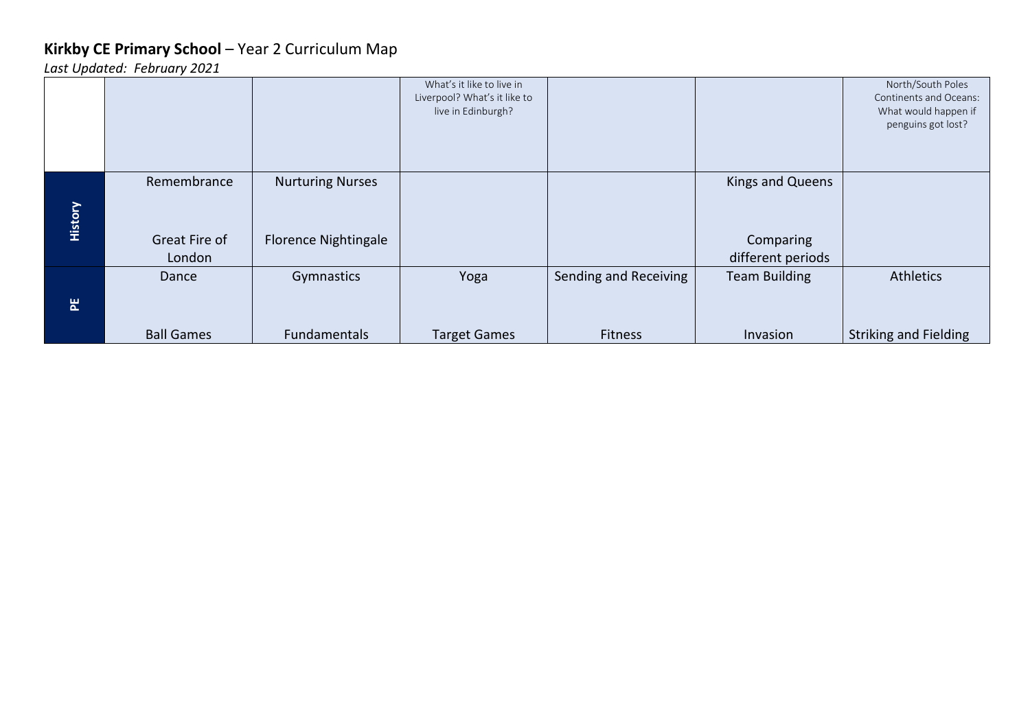**Kirkby CE Primary School** – Year 2 Curriculum Map

*Last Updated: February 2021*

| | | | | | | |
|---|---|---|---|---|---|---|
| | | | What's it like to live in Liverpool? What's it like to live in Edinburgh? | | | North/South Poles Continents and Oceans: What would happen if penguins got lost? |
| **History** | Remembrance<br><br>Great Fire of London | Nurturing Nurses<br><br>Florence Nightingale | | | Kings and Queens<br><br>Comparing different periods | |
| **PE** | Dance<br><br>Ball Games | Gymnastics<br><br>Fundamentals | Yoga<br><br>Target Games | Sending and Receiving<br><br>Fitness | Team Building<br><br>Invasion | Athletics<br><br>Striking and Fielding |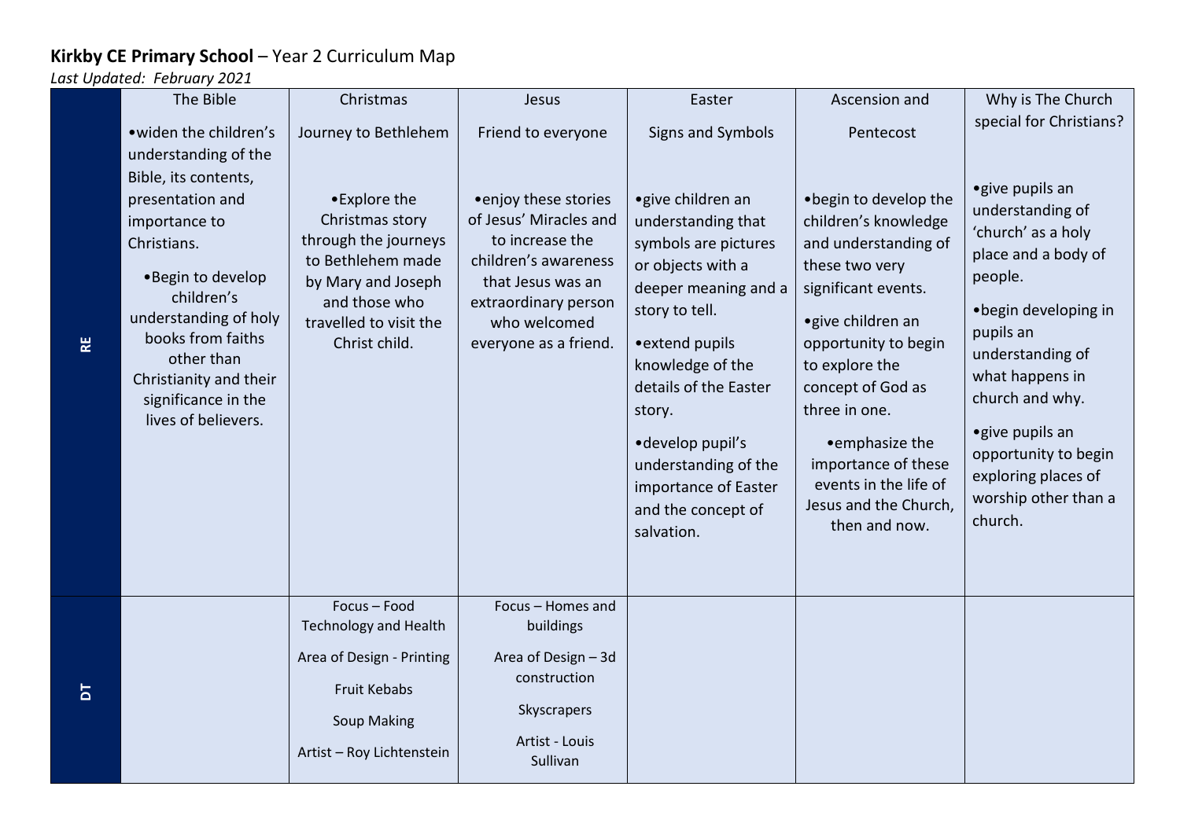**Kirkby CE Primary School** – Year 2 Curriculum Map

*Last Updated: February 2021*

| | The Bible | Christmas<br><br>Journey to Bethlehem | Jesus<br><br>Friend to everyone | Easter<br><br>Signs and Symbols | Ascension and<br><br>Pentecost | Why is The Church special for Christians? |
|---|---|---|---|---|---|---|
| **RE** | •widen the children's understanding of the Bible, its contents, presentation and importance to Christians.<br><br>•Begin to develop children's understanding of holy books from faiths other than Christianity and their significance in the lives of believers. | •Explore the Christmas story through the journeys to Bethlehem made by Mary and Joseph and those who travelled to visit the Christ child. | •enjoy these stories of Jesus' Miracles and to increase the children's awareness that Jesus was an extraordinary person who welcomed everyone as a friend. | •give children an understanding that symbols are pictures or objects with a deeper meaning and a story to tell.<br><br>•extend pupils knowledge of the details of the Easter story.<br><br>•develop pupil's understanding of the importance of Easter and the concept of salvation. | •begin to develop the children's knowledge and understanding of these two very significant events.<br><br>•give children an opportunity to begin to explore the concept of God as three in one.<br><br>•emphasize the importance of these events in the life of Jesus and the Church, then and now. | •give pupils an understanding of 'church' as a holy place and a body of people.<br><br>•begin developing in pupils an understanding of what happens in church and why.<br><br>•give pupils an opportunity to begin exploring places of worship other than a church. |
| **DT** | | Focus – Food Technology and Health<br><br>Area of Design - Printing<br><br>Fruit Kebabs<br><br>Soup Making<br><br>Artist – Roy Lichtenstein | Focus – Homes and buildings<br><br>Area of Design – 3d construction<br><br>Skyscrapers<br><br>Artist - Louis Sullivan | | | |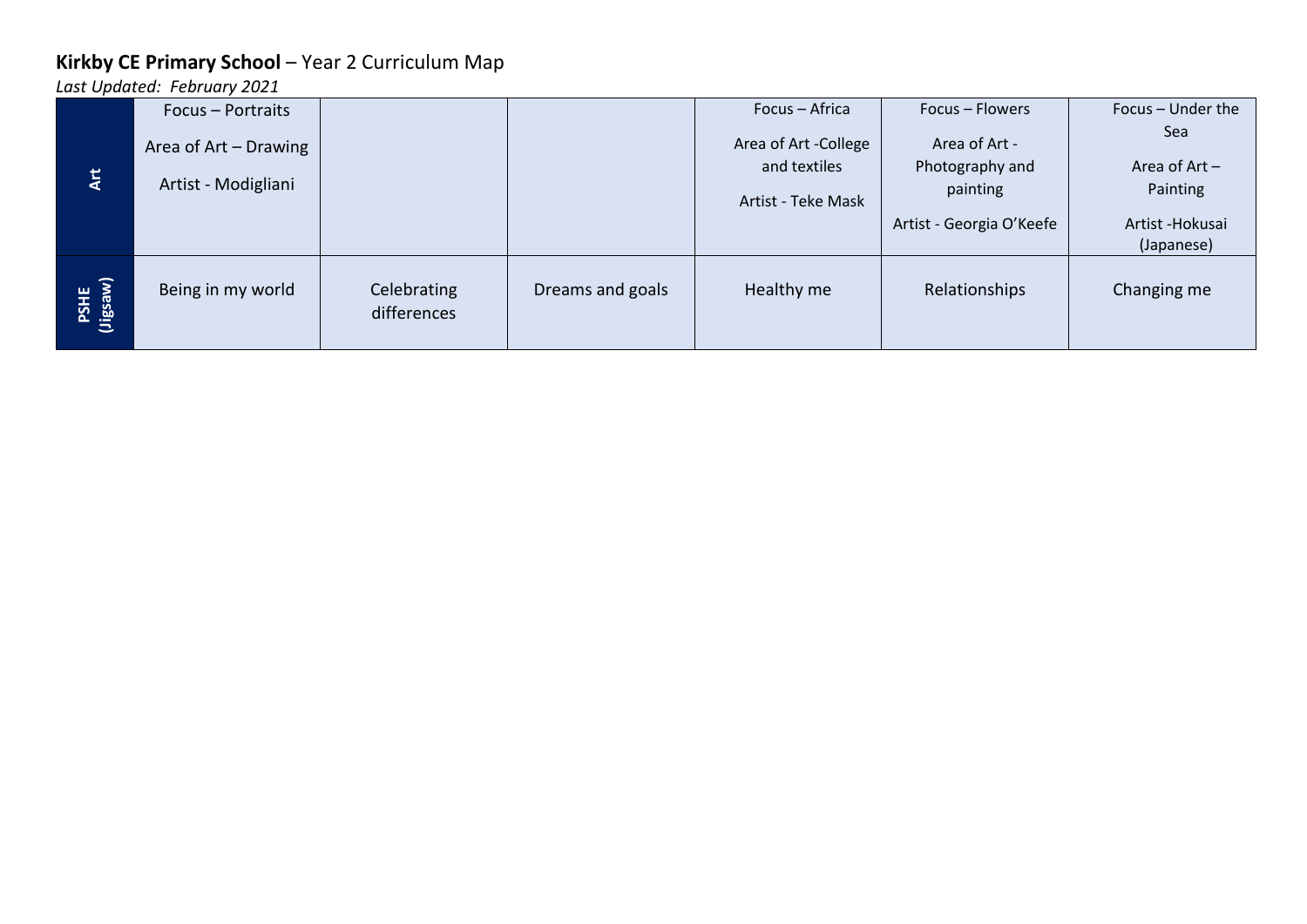**Kirkby CE Primary School** – Year 2 Curriculum Map

*Last Updated: February 2021*

| | | | | | | |
|---|---|---|---|---|---|---|
| **Art** | Focus – Portraits<br>Area of Art – Drawing<br>Artist - Modigliani | | | Focus – Africa<br>Area of Art -College and textiles<br>Artist - Teke Mask | Focus – Flowers<br>Area of Art - Photography and painting<br>Artist - Georgia O'Keefe | Focus – Under the Sea<br>Area of Art – Painting<br>Artist -Hokusai (Japanese) |
| **PSHE (Jigsaw)** | Being in my world | Celebrating differences | Dreams and goals | Healthy me | Relationships | Changing me |